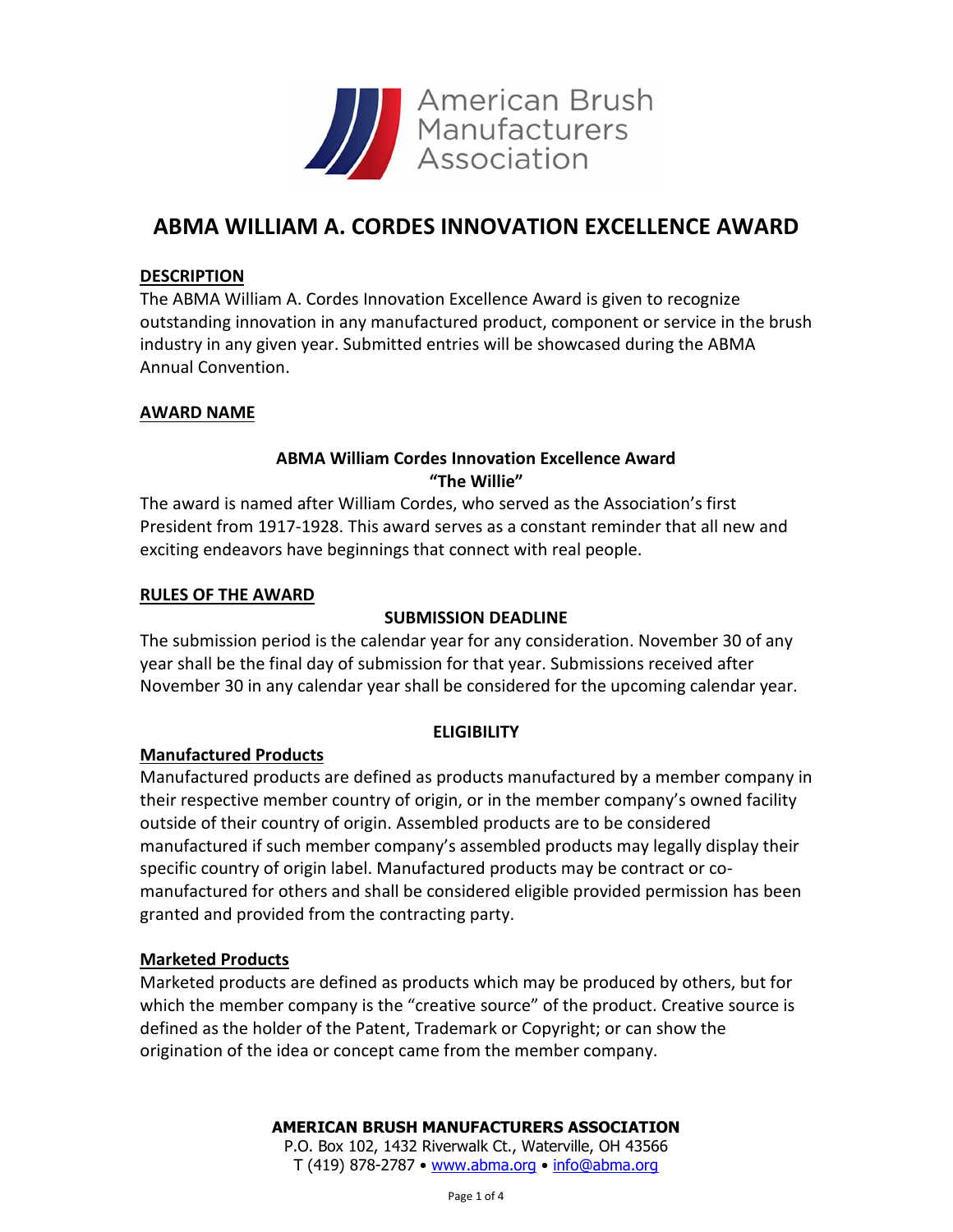American Brush Manufacturers Association

# ABMA WILLIAM A. CORDES INNOVATION EXCELLENCE AWARD

## DESCRIPTION

The ABMA William A. Cordes Innovation Excellence Award is given to recognize outstanding innovation in any manufactured product, component or service in the brush industry in any given year. Submitted entries will be showcased during the ABMA Annual Convention.

## AWARD NAME

**ABMA William Cordes Innovation Excellence Award**
**"The Willie"**

The award is named after William Cordes, who served as the Association's first President from 1917-1928. This award serves as a constant reminder that all new and exciting endeavors have beginnings that connect with real people.

## RULES OF THE AWARD

### SUBMISSION DEADLINE

The submission period is the calendar year for any consideration. November 30 of any year shall be the final day of submission for that year. Submissions received after November 30 in any calendar year shall be considered for the upcoming calendar year.

### ELIGIBILITY

#### Manufactured Products

Manufactured products are defined as products manufactured by a member company in their respective member country of origin, or in the member company's owned facility outside of their country of origin. Assembled products are to be considered manufactured if such member company's assembled products may legally display their specific country of origin label. Manufactured products may be contract or co-manufactured for others and shall be considered eligible provided permission has been granted and provided from the contracting party.

#### Marketed Products

Marketed products are defined as products which may be produced by others, but for which the member company is the "creative source" of the product. Creative source is defined as the holder of the Patent, Trademark or Copyright; or can show the origination of the idea or concept came from the member company.

**AMERICAN BRUSH MANUFACTURERS ASSOCIATION**
P.O. Box 102, 1432 Riverwalk Ct., Waterville, OH 43566
T (419) 878-2787 • www.abma.org • info@abma.org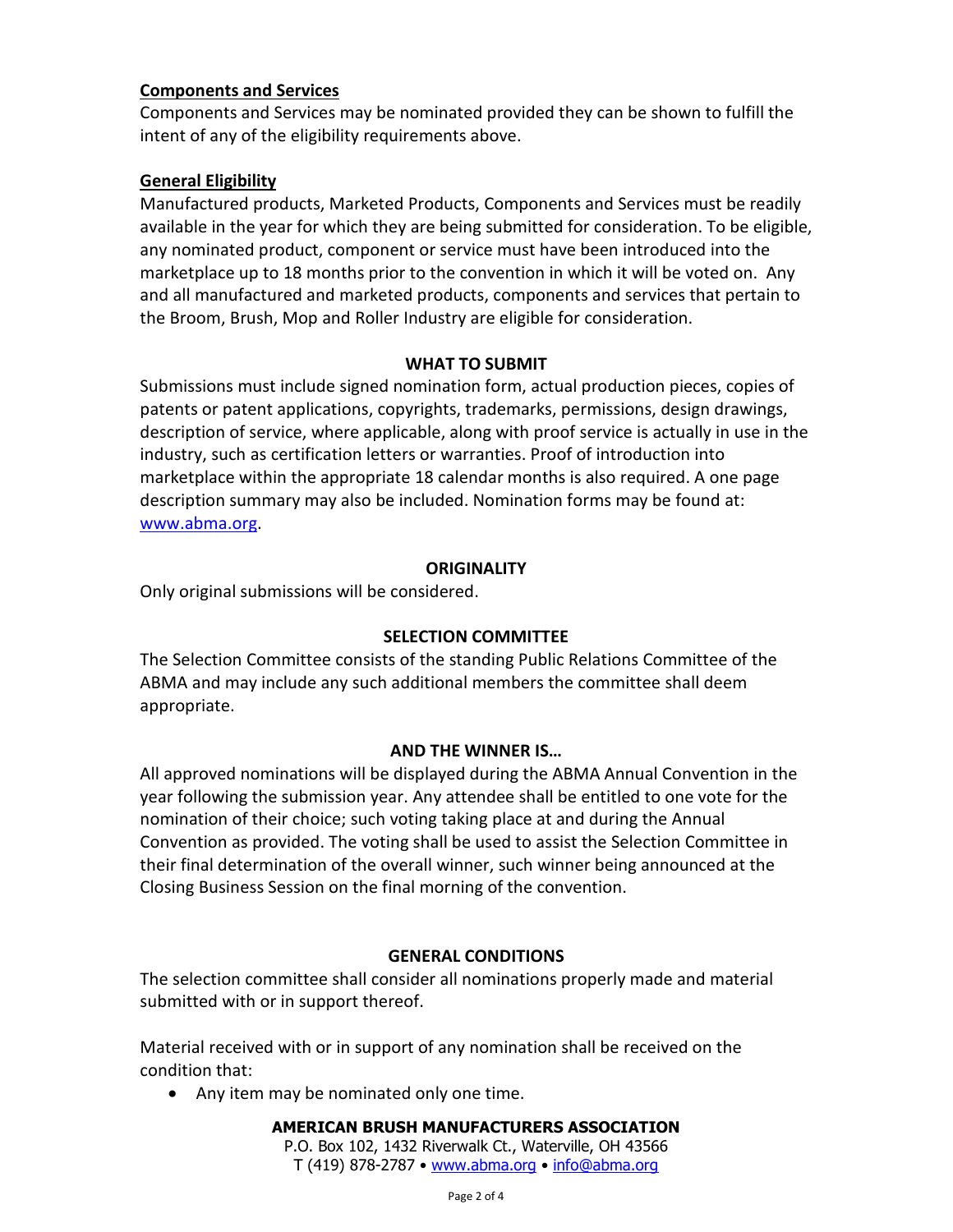**Components and Services**

Components and Services may be nominated provided they can be shown to fulfill the intent of any of the eligibility requirements above.

**General Eligibility**

Manufactured products, Marketed Products, Components and Services must be readily available in the year for which they are being submitted for consideration. To be eligible, any nominated product, component or service must have been introduced into the marketplace up to 18 months prior to the convention in which it will be voted on. Any and all manufactured and marketed products, components and services that pertain to the Broom, Brush, Mop and Roller Industry are eligible for consideration.

**WHAT TO SUBMIT**

Submissions must include signed nomination form, actual production pieces, copies of patents or patent applications, copyrights, trademarks, permissions, design drawings, description of service, where applicable, along with proof service is actually in use in the industry, such as certification letters or warranties. Proof of introduction into marketplace within the appropriate 18 calendar months is also required. A one page description summary may also be included. Nomination forms may be found at: www.abma.org.

**ORIGINALITY**

Only original submissions will be considered.

**SELECTION COMMITTEE**

The Selection Committee consists of the standing Public Relations Committee of the ABMA and may include any such additional members the committee shall deem appropriate.

**AND THE WINNER IS…**

All approved nominations will be displayed during the ABMA Annual Convention in the year following the submission year. Any attendee shall be entitled to one vote for the nomination of their choice; such voting taking place at and during the Annual Convention as provided. The voting shall be used to assist the Selection Committee in their final determination of the overall winner, such winner being announced at the Closing Business Session on the final morning of the convention.

**GENERAL CONDITIONS**

The selection committee shall consider all nominations properly made and material submitted with or in support thereof.

Material received with or in support of any nomination shall be received on the condition that:

- Any item may be nominated only one time.

**AMERICAN BRUSH MANUFACTURERS ASSOCIATION**
P.O. Box 102, 1432 Riverwalk Ct., Waterville, OH 43566
T (419) 878-2787 • www.abma.org • info@abma.org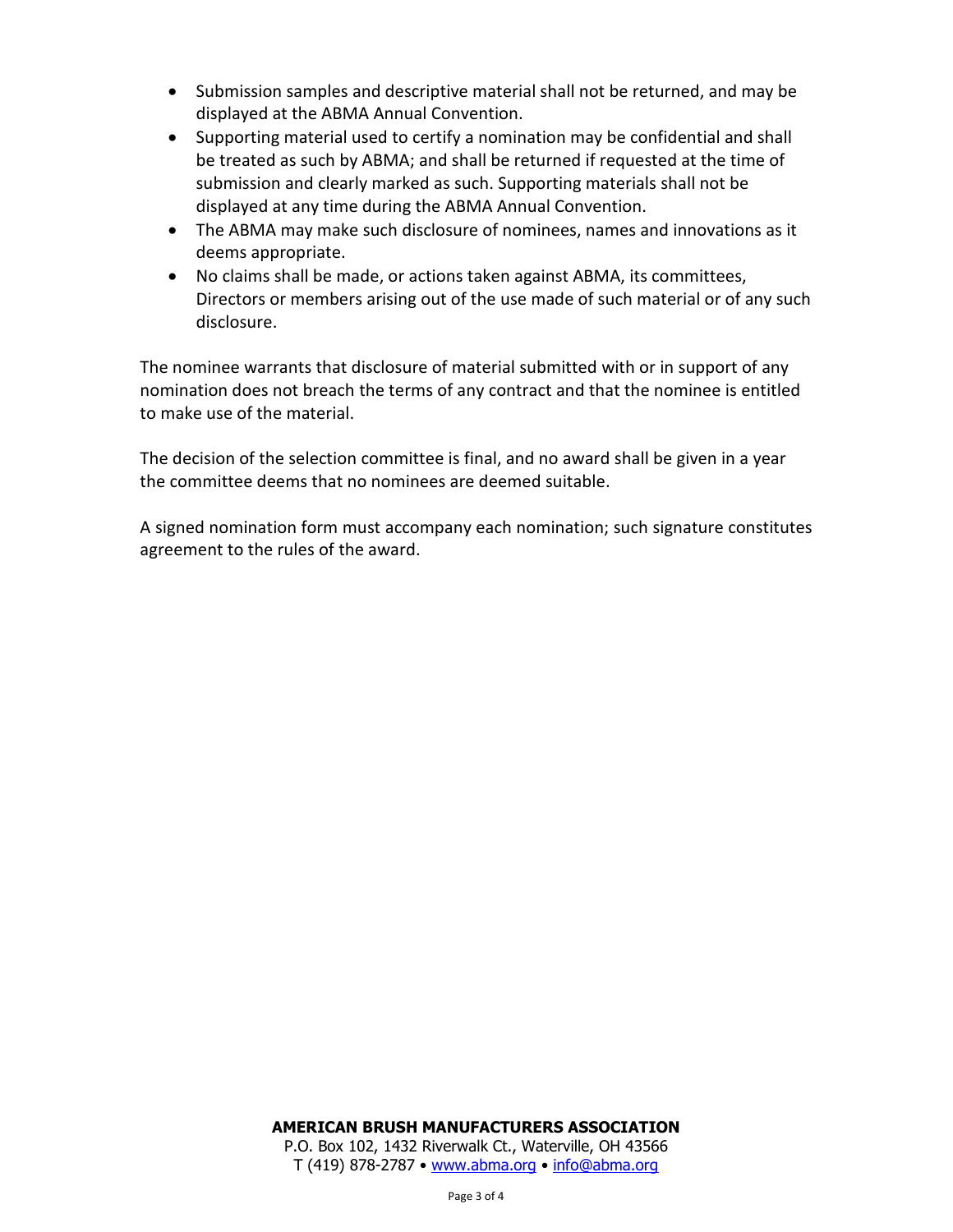- Submission samples and descriptive material shall not be returned, and may be displayed at the ABMA Annual Convention.
- Supporting material used to certify a nomination may be confidential and shall be treated as such by ABMA; and shall be returned if requested at the time of submission and clearly marked as such. Supporting materials shall not be displayed at any time during the ABMA Annual Convention.
- The ABMA may make such disclosure of nominees, names and innovations as it deems appropriate.
- No claims shall be made, or actions taken against ABMA, its committees, Directors or members arising out of the use made of such material or of any such disclosure.

The nominee warrants that disclosure of material submitted with or in support of any nomination does not breach the terms of any contract and that the nominee is entitled to make use of the material.

The decision of the selection committee is final, and no award shall be given in a year the committee deems that no nominees are deemed suitable.

A signed nomination form must accompany each nomination; such signature constitutes agreement to the rules of the award.

**AMERICAN BRUSH MANUFACTURERS ASSOCIATION**
P.O. Box 102, 1432 Riverwalk Ct., Waterville, OH 43566
T (419) 878-2787 • www.abma.org • info@abma.org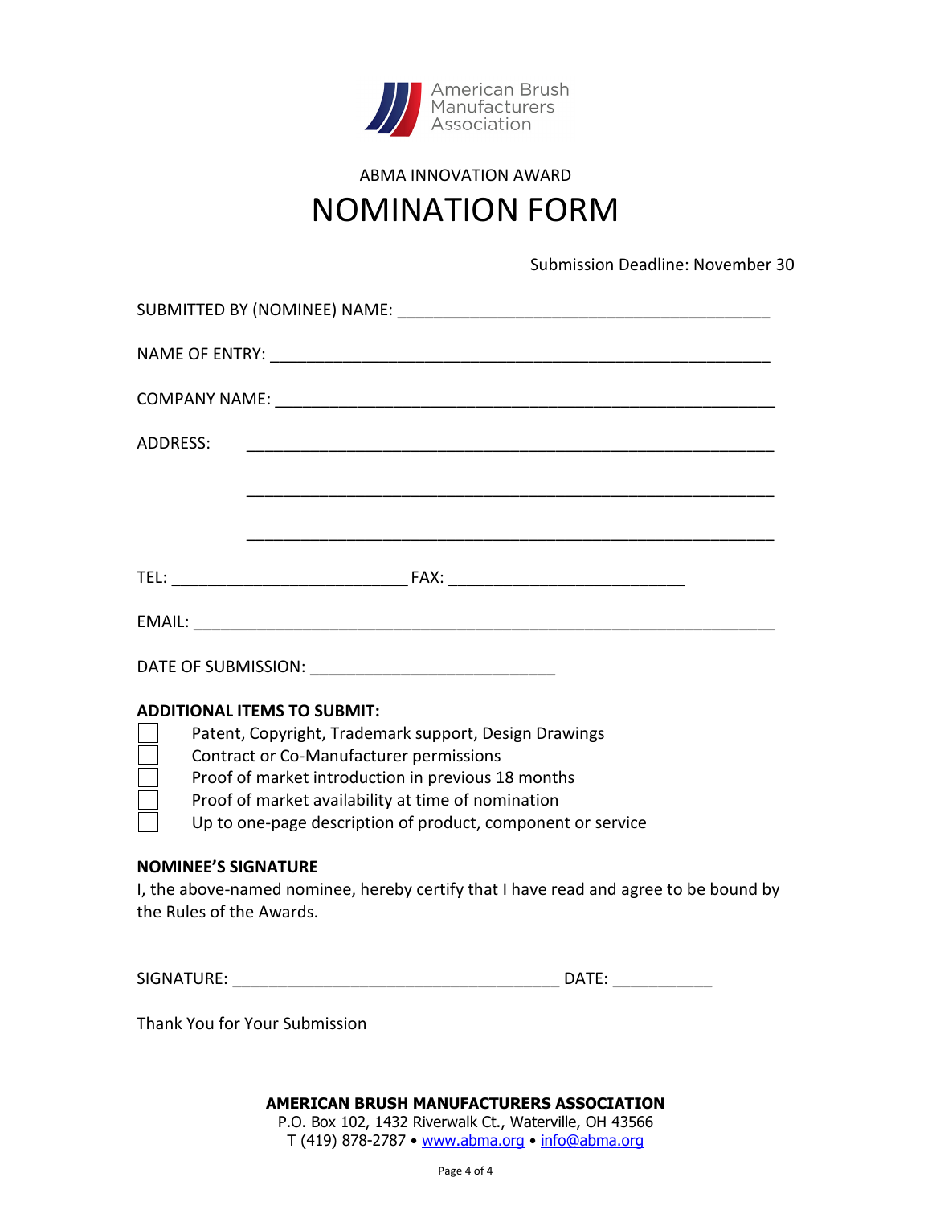American Brush Manufacturers Association

ABMA INNOVATION AWARD

# NOMINATION FORM

Submission Deadline: November 30

SUBMITTED BY (NOMINEE) NAME: ________________________________________

NAME OF ENTRY: ______________________________________________________

COMPANY NAME: ______________________________________________________

ADDRESS: __________________________________________________________

__________________________________________________________

__________________________________________________________

TEL: __________________________ FAX: __________________________

EMAIL: _____________________________________________________________

DATE OF SUBMISSION: ___________________________

**ADDITIONAL ITEMS TO SUBMIT:**

- [ ] Patent, Copyright, Trademark support, Design Drawings
- [ ] Contract or Co-Manufacturer permissions
- [ ] Proof of market introduction in previous 18 months
- [ ] Proof of market availability at time of nomination
- [ ] Up to one-page description of product, component or service

**NOMINEE'S SIGNATURE**

I, the above-named nominee, hereby certify that I have read and agree to be bound by the Rules of the Awards.

SIGNATURE: ____________________________________ DATE: ___________

Thank You for Your Submission

**AMERICAN BRUSH MANUFACTURERS ASSOCIATION**
P.O. Box 102, 1432 Riverwalk Ct., Waterville, OH 43566
T (419) 878-2787 • www.abma.org • info@abma.org